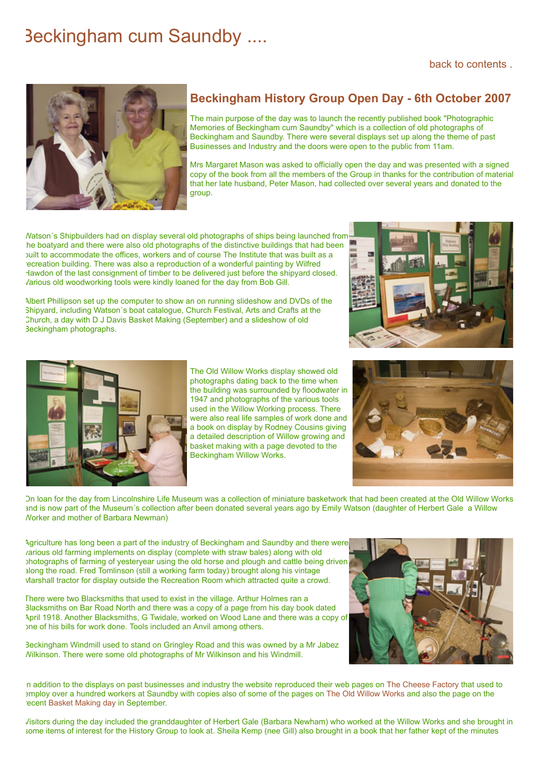# Beckingham cum Saundby ....

back to contents .

## Beckingham History Group Open Day - 6th October 2007

The main purpose of the day was to launch the recently published book "Photographic Memories of Beckingham cum Saundby" which is a collection of old photographs of Beckingham and Saundby. There were several displays set up along the theme of past Businesses and Industry and the doors were open to the public from 11am.

Mrs Margaret Mason was asked to officially open the day and was presented with a signed copy of the book from all the members of the Group in thanks for the contribution of material that her late husband, Peter Mason, had collected over several years and donated to the group.

Watson´s Shipbuilders had on display several old photographs of ships being launched from the boatyard and there were also old photographs of the distinctive buildings that had been built to accommodate the offices, workers and of course The Institute that was built as a recreation building. There was also a reproduction of a wonderful painting by Wilfred Hawdon of the last consignment of timber to be delivered just before the shipyard closed. Various old woodworking tools were kindly loaned for the day from Bob Gill.

Albert Phillipson set up the computer to show an on running slideshow and DVDs of the Shipyard, including Watson´s boat catalogue, Church Festival, Arts and Crafts at the Church, a day with D J Davis Basket Making (September) and a slideshow of old Beckingham photographs.

The Old Willow Works display showed old photographs dating back to the time when the building was surrounded by floodwater in 1947 and photographs of the various tools used in the Willow Working process. There were also real life samples of work done and a book on display by Rodney Cousins giving a detailed description of Willow growing and basket making with a page devoted to the Beckingham Willow Works.

On loan for the day from Lincolnshire Life Museum was a collection of miniature basketwork that had been created at the Old Willow Works and is now part of the Museum´s collection after been donated several years ago by Emily Watson (daughter of Herbert Gale a Willow Worker and mother of Barbara Newman)

Agriculture has long been a part of the industry of Beckingham and Saundby and there were various old farming implements on display (complete with straw bales) along with old photographs of farming of yesteryear using the old horse and plough and cattle being driven along the road. Fred Tomlinson (still a working farm today) brought along his vintage Marshall tractor for display outside the Recreation Room which attracted quite a crowd.

There were two Blacksmiths that used to exist in the village. Arthur Holmes ran a Blacksmiths on Bar Road North and there was a copy of a page from his day book dated April 1918. Another Blacksmiths, G Twidale, worked on Wood Lane and there was a copy of one of his bills for work done. Tools included an Anvil among others.

Beckingham Windmill used to stand on Gringley Road and this was owned by a Mr Jabez Wilkinson. There were some old photographs of Mr Wilkinson and his Windmill.

In addition to the displays on past businesses and industry the website reproduced their web pages on The Cheese Factory that used to employ over a hundred workers at Saundby with copies also of some of the pages on The Old Willow Works and also the page on the recent Basket Making day in September.

Visitors during the day included the granddaughter of Herbert Gale (Barbara Newham) who worked at the Willow Works and she brought in some items of interest for the History Group to look at. Sheila Kemp (nee Gill) also brought in a book that her father kept of the minutes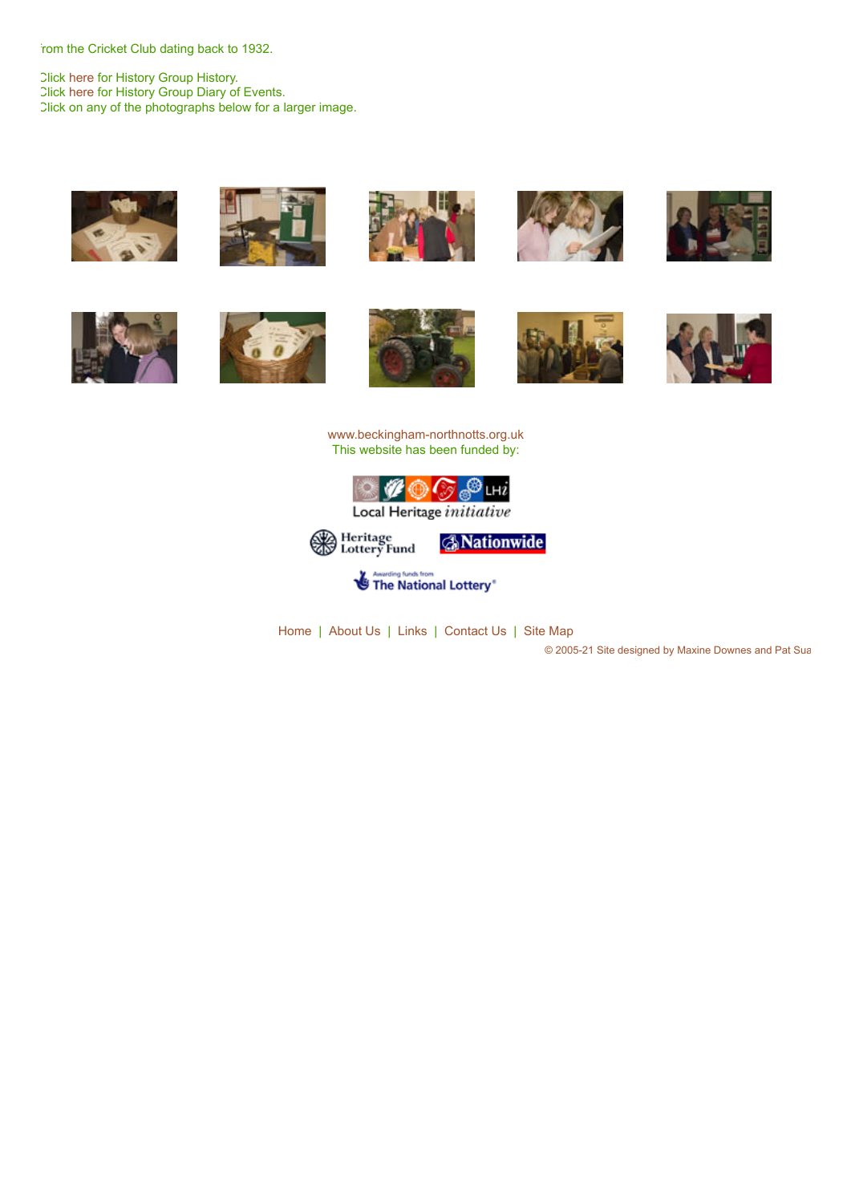rom the Cricket Club dating back to 1932.

Click here for History Group History.
Click here for History Group Diary of Events.
Click on any of the photographs below for a larger image.

www.beckingham-northnotts.org.uk
This website has been funded by:

Local Heritage initiative

Heritage Lottery Fund

Nationwide

Awarding funds from The National Lottery

Home | About Us | Links | Contact Us | Site Map

© 2005-21 Site designed by Maxine Downes and Pat Sua